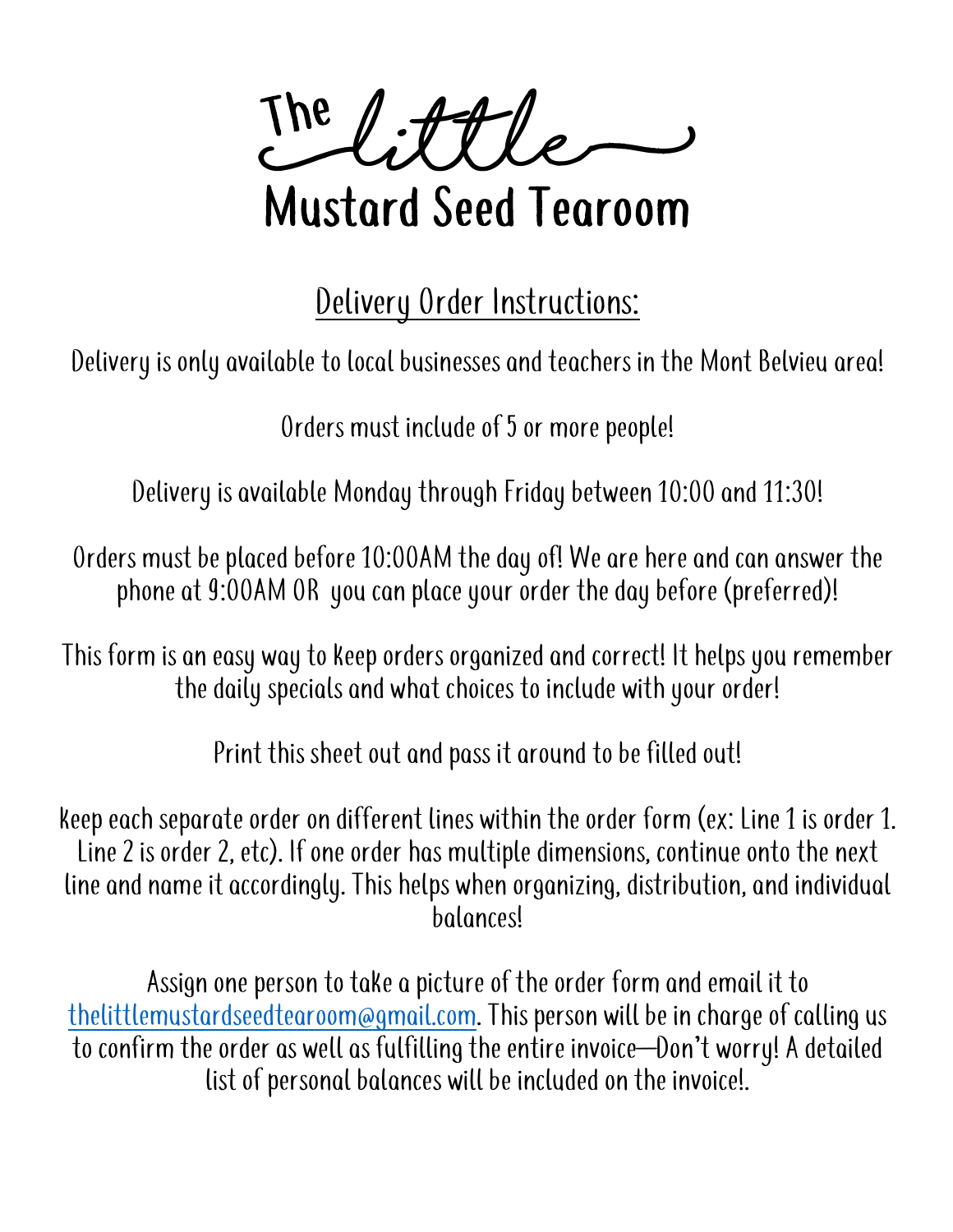# The little Mustard Seed Tearoom

## Delivery Order Instructions:

Delivery is only available to local businesses and teachers in the Mont Belvieu area!

Orders must include of 5 or more people!

Delivery is available Monday through Friday between 10:00 and 11:30!

Orders must be placed before 10:00AM the day of! We are here and can answer the phone at 9:00AM OR you can place your order the day before (preferred)!

This form is an easy way to keep orders organized and correct! It helps you remember the daily specials and what choices to include with your order!

Print this sheet out and pass it around to be filled out!

Keep each separate order on different lines within the order form (ex: Line 1 is order 1. Line 2 is order 2, etc). If one order has multiple dimensions, continue onto the next line and name it accordingly. This helps when organizing, distribution, and individual balances!

Assign one person to take a picture of the order form and email it to thelittlemustardseedtearoom@gmail.com. This person will be in charge of calling us to confirm the order as well as fulfilling the entire invoice—Don't worry! A detailed list of personal balances will be included on the invoice!.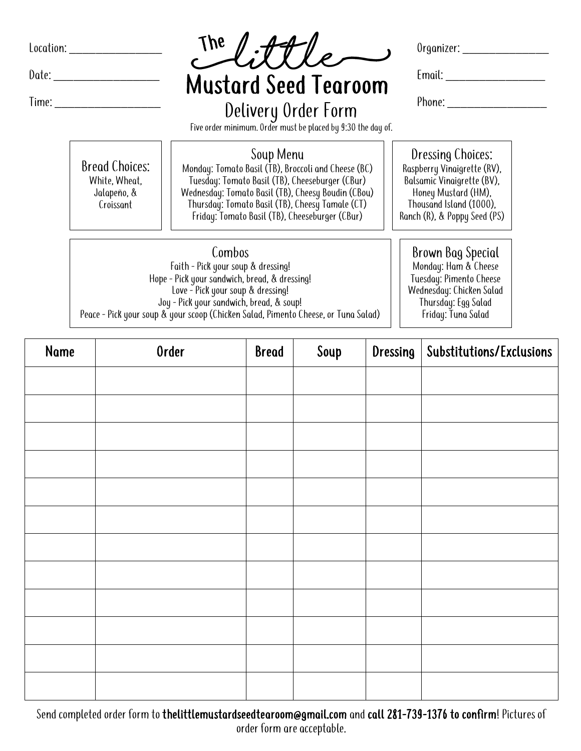Location: ________________

Date: ________________

Time: ________________

# The little Mustard Seed Tearoom

## Delivery Order Form

Five order minimum. Order must be placed by 9:30 the day of.

Organizer: ________________

Email: ________________

Phone: ________________

### Bread Choices:

White, Wheat, Jalapeño, & Croissant

### Soup Menu

Monday: Tomato Basil (TB), Broccoli and Cheese (BC)
Tuesday: Tomato Basil (TB), Cheeseburger (CBur)
Wednesday: Tomato Basil (TB), Cheesy Boudin (CBou)
Thursday: Tomato Basil (TB), Cheesy Tamale (CT)
Friday: Tomato Basil (TB), Cheeseburger (CBur)

### Dressing Choices:

Raspberry Vinaigrette (RV), Balsamic Vinaigrette (BV), Honey Mustard (HM), Thousand Island (1000), Ranch (R), & Poppy Seed (PS)

### Combos

Faith - Pick your soup & dressing!
Hope - Pick your sandwich, bread, & dressing!
Love - Pick your soup & dressing!
Joy - Pick your sandwich, bread, & soup!
Peace - Pick your soup & your scoop (Chicken Salad, Pimento Cheese, or Tuna Salad)

### Brown Bag Special

Monday: Ham & Cheese
Tuesday: Pimento Cheese
Wednesday: Chicken Salad
Thursday: Egg Salad
Friday: Tuna Salad

| Name | Order | Bread | Soup | Dressing | Substitutions/Exclusions |
|---|---|---|---|---|---|
| | | | | | |
| | | | | | |
| | | | | | |
| | | | | | |
| | | | | | |
| | | | | | |
| | | | | | |
| | | | | | |
| | | | | | |
| | | | | | |
| | | | | | |
| | | | | | |

Send completed order form to **thelittlemustardseedtearoom@gmail.com** and **call 281-739-1376 to confirm**! Pictures of order form are acceptable.